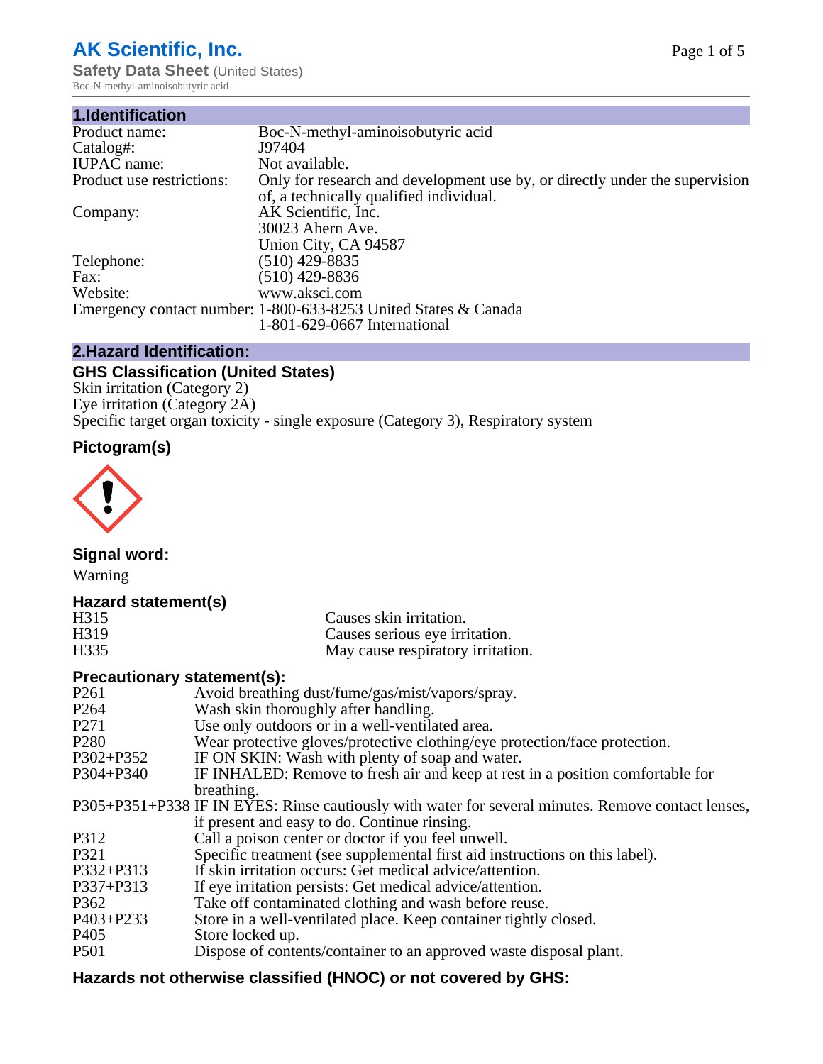# AK Scientific, Inc.

**Safety Data Sheet** (United States)

Boc-N-methyl-aminoisobutyric acid

## 1.Identification

| | |
|---|---|
| Product name: | Boc-N-methyl-aminoisobutyric acid |
| Catalog#: | J97404 |
| IUPAC name: | Not available. |
| Product use restrictions: | Only for research and development use by, or directly under the supervision of, a technically qualified individual. |
| Company: | AK Scientific, Inc.<br>30023 Ahern Ave.<br>Union City, CA 94587 |
| Telephone: | (510) 429-8835 |
| Fax: | (510) 429-8836 |
| Website: | www.aksci.com |
| Emergency contact number: | 1-800-633-8253 United States & Canada<br>1-801-629-0667 International |

## 2.Hazard Identification:

### GHS Classification (United States)

Skin irritation (Category 2)
Eye irritation (Category 2A)
Specific target organ toxicity - single exposure (Category 3), Respiratory system

### Pictogram(s)

### Signal word:

Warning

### Hazard statement(s)

| | |
|---|---|
| H315 | Causes skin irritation. |
| H319 | Causes serious eye irritation. |
| H335 | May cause respiratory irritation. |

### Precautionary statement(s):

| | |
|---|---|
| P261 | Avoid breathing dust/fume/gas/mist/vapors/spray. |
| P264 | Wash skin thoroughly after handling. |
| P271 | Use only outdoors or in a well-ventilated area. |
| P280 | Wear protective gloves/protective clothing/eye protection/face protection. |
| P302+P352 | IF ON SKIN: Wash with plenty of soap and water. |
| P304+P340 | IF INHALED: Remove to fresh air and keep at rest in a position comfortable for breathing. |
| P305+P351+P338 | IF IN EYES: Rinse cautiously with water for several minutes. Remove contact lenses, if present and easy to do. Continue rinsing. |
| P312 | Call a poison center or doctor if you feel unwell. |
| P321 | Specific treatment (see supplemental first aid instructions on this label). |
| P332+P313 | If skin irritation occurs: Get medical advice/attention. |
| P337+P313 | If eye irritation persists: Get medical advice/attention. |
| P362 | Take off contaminated clothing and wash before reuse. |
| P403+P233 | Store in a well-ventilated place. Keep container tightly closed. |
| P405 | Store locked up. |
| P501 | Dispose of contents/container to an approved waste disposal plant. |

### Hazards not otherwise classified (HNOC) or not covered by GHS: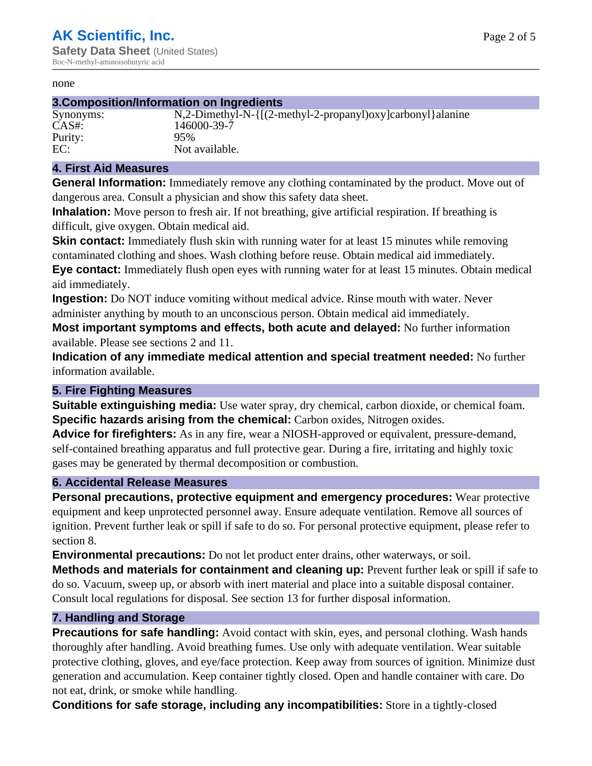none

## 3.Composition/Information on Ingredients

| | |
|---|---|
| Synonyms: | N,2-Dimethyl-N-{[(2-methyl-2-propanyl)oxy]carbonyl}alanine |
| CAS#: | 146000-39-7 |
| Purity: | 95% |
| EC: | Not available. |

## 4. First Aid Measures

**General Information:** Immediately remove any clothing contaminated by the product. Move out of dangerous area. Consult a physician and show this safety data sheet.

**Inhalation:** Move person to fresh air. If not breathing, give artificial respiration. If breathing is difficult, give oxygen. Obtain medical aid.

**Skin contact:** Immediately flush skin with running water for at least 15 minutes while removing contaminated clothing and shoes. Wash clothing before reuse. Obtain medical aid immediately.

**Eye contact:** Immediately flush open eyes with running water for at least 15 minutes. Obtain medical aid immediately.

**Ingestion:** Do NOT induce vomiting without medical advice. Rinse mouth with water. Never administer anything by mouth to an unconscious person. Obtain medical aid immediately.

**Most important symptoms and effects, both acute and delayed:** No further information available. Please see sections 2 and 11.

**Indication of any immediate medical attention and special treatment needed:** No further information available.

## 5. Fire Fighting Measures

**Suitable extinguishing media:** Use water spray, dry chemical, carbon dioxide, or chemical foam.

**Specific hazards arising from the chemical:** Carbon oxides, Nitrogen oxides.

**Advice for firefighters:** As in any fire, wear a NIOSH-approved or equivalent, pressure-demand, self-contained breathing apparatus and full protective gear. During a fire, irritating and highly toxic gases may be generated by thermal decomposition or combustion.

## 6. Accidental Release Measures

**Personal precautions, protective equipment and emergency procedures:** Wear protective equipment and keep unprotected personnel away. Ensure adequate ventilation. Remove all sources of ignition. Prevent further leak or spill if safe to do so. For personal protective equipment, please refer to section 8.

**Environmental precautions:** Do not let product enter drains, other waterways, or soil.

**Methods and materials for containment and cleaning up:** Prevent further leak or spill if safe to do so. Vacuum, sweep up, or absorb with inert material and place into a suitable disposal container. Consult local regulations for disposal. See section 13 for further disposal information.

## 7. Handling and Storage

**Precautions for safe handling:** Avoid contact with skin, eyes, and personal clothing. Wash hands thoroughly after handling. Avoid breathing fumes. Use only with adequate ventilation. Wear suitable protective clothing, gloves, and eye/face protection. Keep away from sources of ignition. Minimize dust generation and accumulation. Keep container tightly closed. Open and handle container with care. Do not eat, drink, or smoke while handling.

**Conditions for safe storage, including any incompatibilities:** Store in a tightly-closed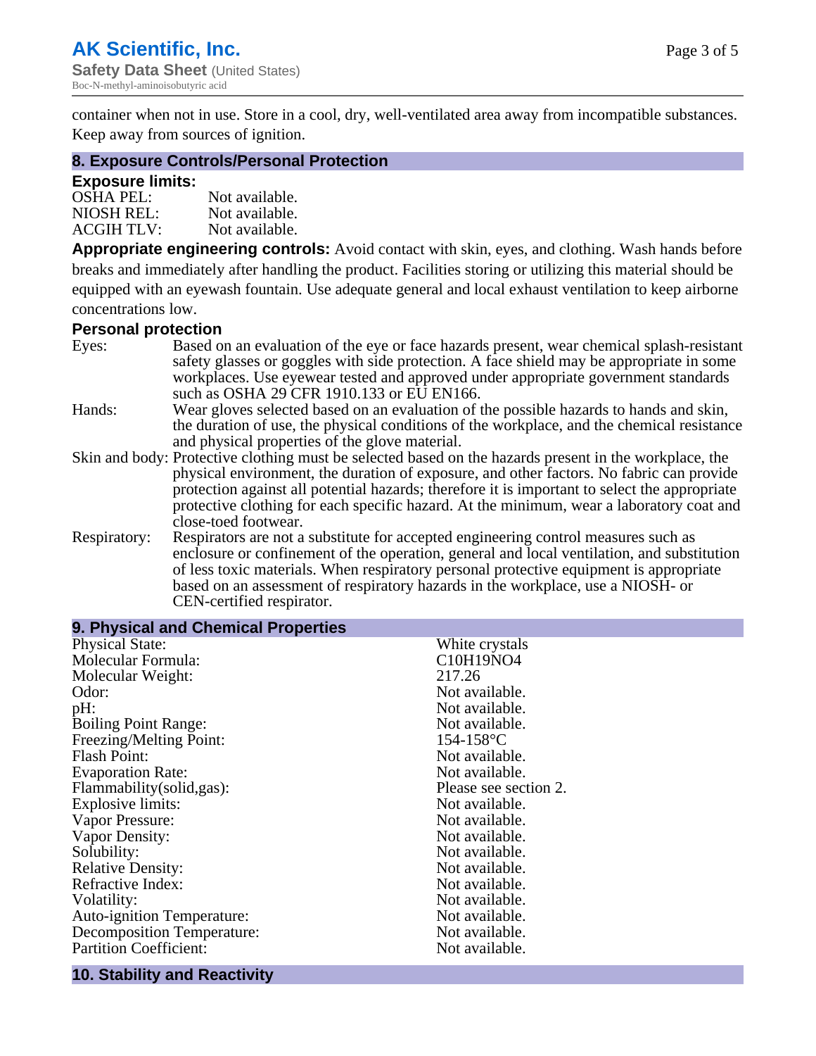container when not in use. Store in a cool, dry, well-ventilated area away from incompatible substances. Keep away from sources of ignition.

## 8. Exposure Controls/Personal Protection

### Exposure limits:

| | |
|---|---|
| OSHA PEL: | Not available. |
| NIOSH REL: | Not available. |
| ACGIH TLV: | Not available. |

**Appropriate engineering controls:** Avoid contact with skin, eyes, and clothing. Wash hands before breaks and immediately after handling the product. Facilities storing or utilizing this material should be equipped with an eyewash fountain. Use adequate general and local exhaust ventilation to keep airborne concentrations low.

### Personal protection

| | |
|---|---|
| Eyes: | Based on an evaluation of the eye or face hazards present, wear chemical splash-resistant safety glasses or goggles with side protection. A face shield may be appropriate in some workplaces. Use eyewear tested and approved under appropriate government standards such as OSHA 29 CFR 1910.133 or EU EN166. |
| Hands: | Wear gloves selected based on an evaluation of the possible hazards to hands and skin, the duration of use, the physical conditions of the workplace, and the chemical resistance and physical properties of the glove material. |
| Skin and body: | Protective clothing must be selected based on the hazards present in the workplace, the physical environment, the duration of exposure, and other factors. No fabric can provide protection against all potential hazards; therefore it is important to select the appropriate protective clothing for each specific hazard. At the minimum, wear a laboratory coat and close-toed footwear. |
| Respiratory: | Respirators are not a substitute for accepted engineering control measures such as enclosure or confinement of the operation, general and local ventilation, and substitution of less toxic materials. When respiratory personal protective equipment is appropriate based on an assessment of respiratory hazards in the workplace, use a NIOSH- or CEN-certified respirator. |

## 9. Physical and Chemical Properties

| | |
|---|---|
| Physical State: | White crystals |
| Molecular Formula: | $C_{10}H_{19}NO_4$ |
| Molecular Weight: | 217.26 |
| Odor: | Not available. |
| pH: | Not available. |
| Boiling Point Range: | Not available. |
| Freezing/Melting Point: | 154-158°C |
| Flash Point: | Not available. |
| Evaporation Rate: | Not available. |
| Flammability(solid,gas): | Please see section 2. |
| Explosive limits: | Not available. |
| Vapor Pressure: | Not available. |
| Vapor Density: | Not available. |
| Solubility: | Not available. |
| Relative Density: | Not available. |
| Refractive Index: | Not available. |
| Volatility: | Not available. |
| Auto-ignition Temperature: | Not available. |
| Decomposition Temperature: | Not available. |
| Partition Coefficient: | Not available. |

## 10. Stability and Reactivity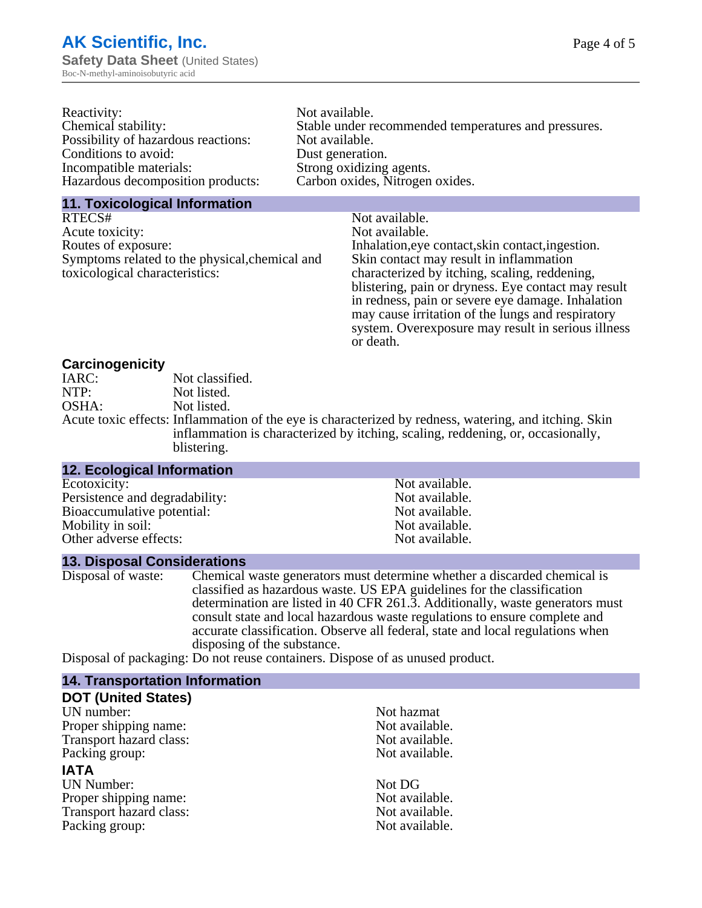| | |
|---|---|
| Reactivity: | Not available. |
| Chemical stability: | Stable under recommended temperatures and pressures. |
| Possibility of hazardous reactions: | Not available. |
| Conditions to avoid: | Dust generation. |
| Incompatible materials: | Strong oxidizing agents. |
| Hazardous decomposition products: | Carbon oxides, Nitrogen oxides. |

## 11. Toxicological Information

| | |
|---|---|
| RTECS# | Not available. |
| Acute toxicity: | Not available. |
| Routes of exposure: | Inhalation,eye contact,skin contact,ingestion. |
| Symptoms related to the physical,chemical and toxicological characteristics: | Skin contact may result in inflammation characterized by itching, scaling, reddening, blistering, pain or dryness. Eye contact may result in redness, pain or severe eye damage. Inhalation may cause irritation of the lungs and respiratory system. Overexposure may result in serious illness or death. |

### Carcinogenicity

| | |
|---|---|
| IARC: | Not classified. |
| NTP: | Not listed. |
| OSHA: | Not listed. |
| Acute toxic effects: | Inflammation of the eye is characterized by redness, watering, and itching. Skin inflammation is characterized by itching, scaling, reddening, or, occasionally, blistering. |

## 12. Ecological Information

| | |
|---|---|
| Ecotoxicity: | Not available. |
| Persistence and degradability: | Not available. |
| Bioaccumulative potential: | Not available. |
| Mobility in soil: | Not available. |
| Other adverse effects: | Not available. |

## 13. Disposal Considerations

| | |
|---|---|
| Disposal of waste: | Chemical waste generators must determine whether a discarded chemical is classified as hazardous waste. US EPA guidelines for the classification determination are listed in 40 CFR 261.3. Additionally, waste generators must consult state and local hazardous waste regulations to ensure complete and accurate classification. Observe all federal, state and local regulations when disposing of the substance. |
| Disposal of packaging: | Do not reuse containers. Dispose of as unused product. |

## 14. Transportation Information

### DOT (United States)

| | |
|---|---|
| UN number: | Not hazmat |
| Proper shipping name: | Not available. |
| Transport hazard class: | Not available. |
| Packing group: | Not available. |

### IATA

| | |
|---|---|
| UN Number: | Not DG |
| Proper shipping name: | Not available. |
| Transport hazard class: | Not available. |
| Packing group: | Not available. |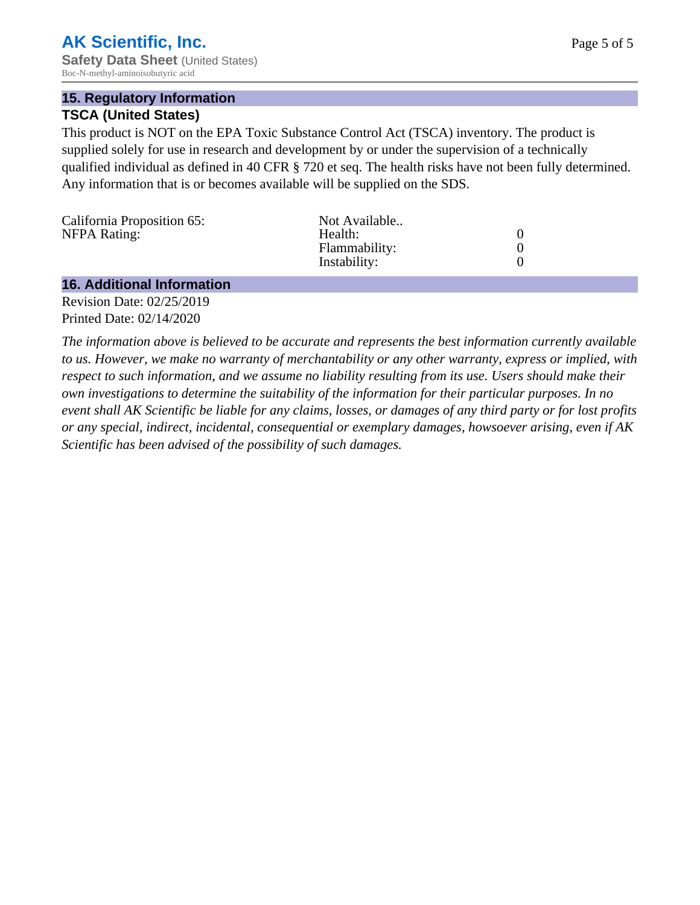## 15. Regulatory Information

### TSCA (United States)

This product is NOT on the EPA Toxic Substance Control Act (TSCA) inventory. The product is supplied solely for use in research and development by or under the supervision of a technically qualified individual as defined in 40 CFR § 720 et seq. The health risks have not been fully determined. Any information that is or becomes available will be supplied on the SDS.

| | | |
|---|---|---|
| California Proposition 65: | Not Available.. | |
| NFPA Rating: | Health: | 0 |
| | Flammability: | 0 |
| | Instability: | 0 |

## 16. Additional Information

Revision Date: 02/25/2019
Printed Date: 02/14/2020

*The information above is believed to be accurate and represents the best information currently available to us. However, we make no warranty of merchantability or any other warranty, express or implied, with respect to such information, and we assume no liability resulting from its use. Users should make their own investigations to determine the suitability of the information for their particular purposes. In no event shall AK Scientific be liable for any claims, losses, or damages of any third party or for lost profits or any special, indirect, incidental, consequential or exemplary damages, howsoever arising, even if AK Scientific has been advised of the possibility of such damages.*